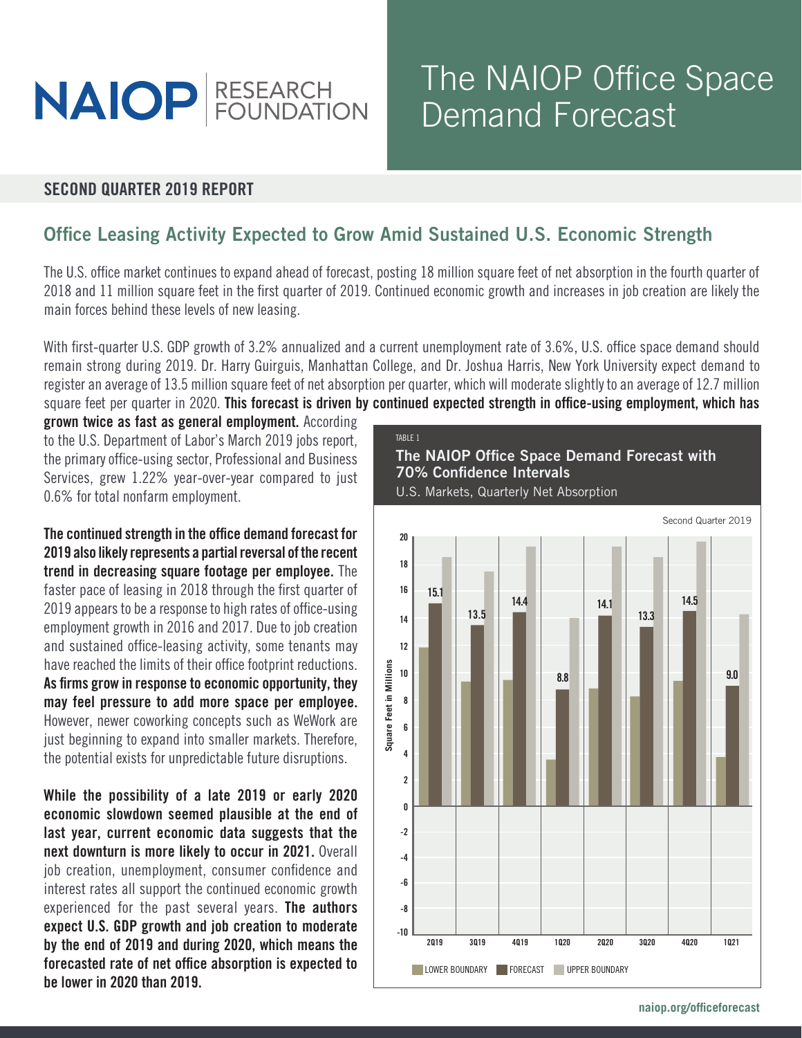# NAIOP RESEARCH FOUNDATION

# The NAIOP Office Space Demand Forecast

**SECOND QUARTER 2019 REPORT**

## Office Leasing Activity Expected to Grow Amid Sustained U.S. Economic Strength

The U.S. office market continues to expand ahead of forecast, posting 18 million square feet of net absorption in the fourth quarter of 2018 and 11 million square feet in the first quarter of 2019. Continued economic growth and increases in job creation are likely the main forces behind these levels of new leasing.

With first-quarter U.S. GDP growth of 3.2% annualized and a current unemployment rate of 3.6%, U.S. office space demand should remain strong during 2019. Dr. Harry Guirguis, Manhattan College, and Dr. Joshua Harris, New York University expect demand to register an average of 13.5 million square feet of net absorption per quarter, which will moderate slightly to an average of 12.7 million square feet per quarter in 2020. **This forecast is driven by continued expected strength in office-using employment, which has grown twice as fast as general employment.** According to the U.S. Department of Labor's March 2019 jobs report, the primary office-using sector, Professional and Business Services, grew 1.22% year-over-year compared to just 0.6% for total nonfarm employment.

**The continued strength in the office demand forecast for 2019 also likely represents a partial reversal of the recent trend in decreasing square footage per employee.** The faster pace of leasing in 2018 through the first quarter of 2019 appears to be a response to high rates of office-using employment growth in 2016 and 2017. Due to job creation and sustained office-leasing activity, some tenants may have reached the limits of their office footprint reductions. **As firms grow in response to economic opportunity, they may feel pressure to add more space per employee.** However, newer coworking concepts such as WeWork are just beginning to expand into smaller markets. Therefore, the potential exists for unpredictable future disruptions.

**While the possibility of a late 2019 or early 2020 economic slowdown seemed plausible at the end of last year, current economic data suggests that the next downturn is more likely to occur in 2021.** Overall job creation, unemployment, consumer confidence and interest rates all support the continued economic growth experienced for the past several years. **The authors expect U.S. GDP growth and job creation to moderate by the end of 2019 and during 2020, which means the forecasted rate of net office absorption is expected to be lower in 2020 than 2019.**

TABLE 1

**The NAIOP Office Space Demand Forecast with 70% Confidence Intervals**

U.S. Markets, Quarterly Net Absorption

Second Quarter 2019

Square Feet in Millions

| Quarter | Forecast |
|---|---|
| 2Q19 | 15.1 |
| 3Q19 | 13.5 |
| 4Q19 | 14.4 |
| 1Q20 | 8.8 |
| 2Q20 | 14.1 |
| 3Q20 | 13.3 |
| 4Q20 | 14.5 |
| 1Q21 | 9.0 |

LOWER BOUNDARY | FORECAST | UPPER BOUNDARY

naiop.org/officeforecast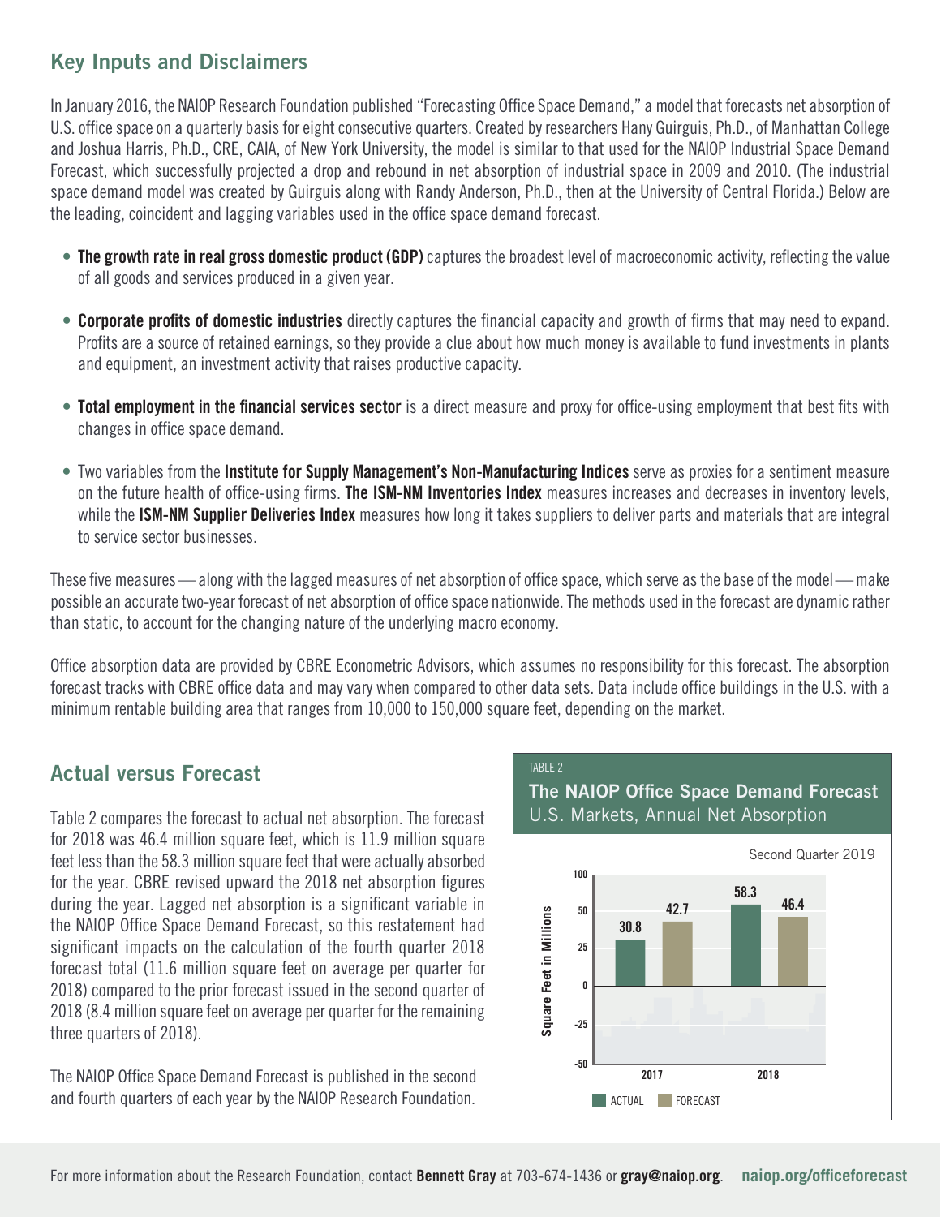## Key Inputs and Disclaimers

In January 2016, the NAIOP Research Foundation published "Forecasting Office Space Demand," a model that forecasts net absorption of U.S. office space on a quarterly basis for eight consecutive quarters. Created by researchers Hany Guirguis, Ph.D., of Manhattan College and Joshua Harris, Ph.D., CRE, CAIA, of New York University, the model is similar to that used for the NAIOP Industrial Space Demand Forecast, which successfully projected a drop and rebound in net absorption of industrial space in 2009 and 2010. (The industrial space demand model was created by Guirguis along with Randy Anderson, Ph.D., then at the University of Central Florida.) Below are the leading, coincident and lagging variables used in the office space demand forecast.

- **The growth rate in real gross domestic product (GDP)** captures the broadest level of macroeconomic activity, reflecting the value of all goods and services produced in a given year.
- **Corporate profits of domestic industries** directly captures the financial capacity and growth of firms that may need to expand. Profits are a source of retained earnings, so they provide a clue about how much money is available to fund investments in plants and equipment, an investment activity that raises productive capacity.
- **Total employment in the financial services sector** is a direct measure and proxy for office-using employment that best fits with changes in office space demand.
- Two variables from the **Institute for Supply Management's Non-Manufacturing Indices** serve as proxies for a sentiment measure on the future health of office-using firms. **The ISM-NM Inventories Index** measures increases and decreases in inventory levels, while the **ISM-NM Supplier Deliveries Index** measures how long it takes suppliers to deliver parts and materials that are integral to service sector businesses.

These five measures — along with the lagged measures of net absorption of office space, which serve as the base of the model — make possible an accurate two-year forecast of net absorption of office space nationwide. The methods used in the forecast are dynamic rather than static, to account for the changing nature of the underlying macro economy.

Office absorption data are provided by CBRE Econometric Advisors, which assumes no responsibility for this forecast. The absorption forecast tracks with CBRE office data and may vary when compared to other data sets. Data include office buildings in the U.S. with a minimum rentable building area that ranges from 10,000 to 150,000 square feet, depending on the market.

## Actual versus Forecast

Table 2 compares the forecast to actual net absorption. The forecast for 2018 was 46.4 million square feet, which is 11.9 million square feet less than the 58.3 million square feet that were actually absorbed for the year. CBRE revised upward the 2018 net absorption figures during the year. Lagged net absorption is a significant variable in the NAIOP Office Space Demand Forecast, so this restatement had significant impacts on the calculation of the fourth quarter 2018 forecast total (11.6 million square feet on average per quarter for 2018) compared to the prior forecast issued in the second quarter of 2018 (8.4 million square feet on average per quarter for the remaining three quarters of 2018).

The NAIOP Office Space Demand Forecast is published in the second and fourth quarters of each year by the NAIOP Research Foundation.

TABLE 2

**The NAIOP Office Space Demand Forecast**

U.S. Markets, Annual Net Absorption

Second Quarter 2019

Square Feet in Millions

100
50
25
0
-25
-50

30.8
42.7
58.3
46.4

2017
2018

ACTUAL
FORECAST

For more information about the Research Foundation, contact **Bennett Gray** at 703-674-1436 or **gray@naiop.org**. **naiop.org/officeforecast**